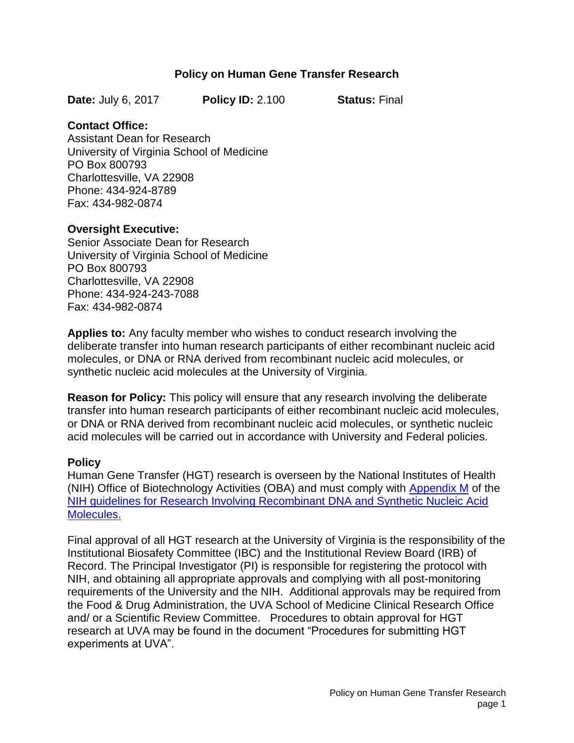# Policy on Human Gene Transfer Research

**Date:** July 6, 2017 **Policy ID:** 2.100 **Status:** Final

**Contact Office:**
Assistant Dean for Research
University of Virginia School of Medicine
PO Box 800793
Charlottesville, VA 22908
Phone: 434-924-8789
Fax: 434-982-0874

**Oversight Executive:**
Senior Associate Dean for Research
University of Virginia School of Medicine
PO Box 800793
Charlottesville, VA 22908
Phone: 434-924-243-7088
Fax: 434-982-0874

**Applies to:** Any faculty member who wishes to conduct research involving the deliberate transfer into human research participants of either recombinant nucleic acid molecules, or DNA or RNA derived from recombinant nucleic acid molecules, or synthetic nucleic acid molecules at the University of Virginia.

**Reason for Policy:** This policy will ensure that any research involving the deliberate transfer into human research participants of either recombinant nucleic acid molecules, or DNA or RNA derived from recombinant nucleic acid molecules, or synthetic nucleic acid molecules will be carried out in accordance with University and Federal policies.

## Policy

Human Gene Transfer (HGT) research is overseen by the National Institutes of Health (NIH) Office of Biotechnology Activities (OBA) and must comply with Appendix M of the NIH guidelines for Research Involving Recombinant DNA and Synthetic Nucleic Acid Molecules.

Final approval of all HGT research at the University of Virginia is the responsibility of the Institutional Biosafety Committee (IBC) and the Institutional Review Board (IRB) of Record. The Principal Investigator (PI) is responsible for registering the protocol with NIH, and obtaining all appropriate approvals and complying with all post-monitoring requirements of the University and the NIH. Additional approvals may be required from the Food & Drug Administration, the UVA School of Medicine Clinical Research Office and/ or a Scientific Review Committee. Procedures to obtain approval for HGT research at UVA may be found in the document "Procedures for submitting HGT experiments at UVA".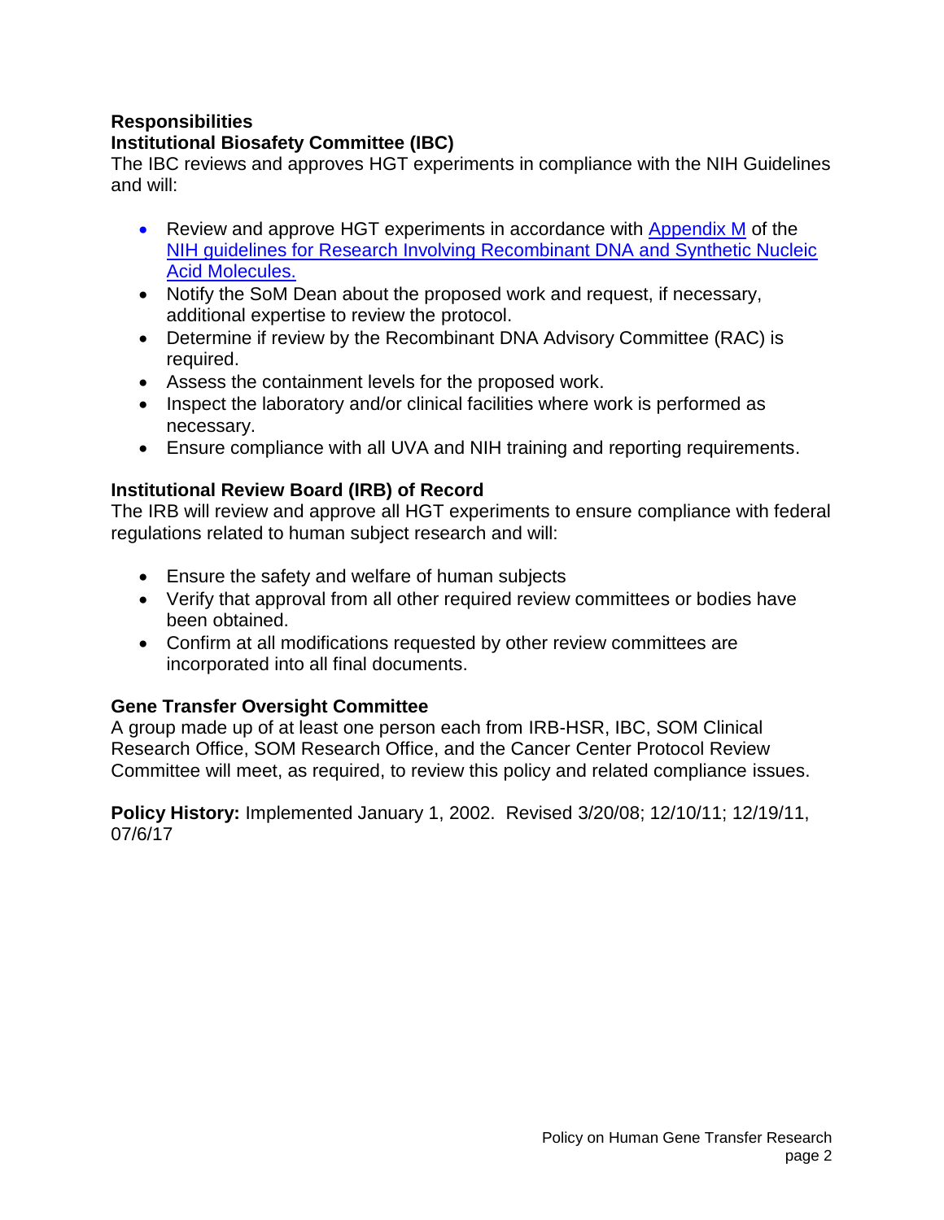## Responsibilities

### Institutional Biosafety Committee (IBC)

The IBC reviews and approves HGT experiments in compliance with the NIH Guidelines and will:

- Review and approve HGT experiments in accordance with Appendix M of the NIH guidelines for Research Involving Recombinant DNA and Synthetic Nucleic Acid Molecules.
- Notify the SoM Dean about the proposed work and request, if necessary, additional expertise to review the protocol.
- Determine if review by the Recombinant DNA Advisory Committee (RAC) is required.
- Assess the containment levels for the proposed work.
- Inspect the laboratory and/or clinical facilities where work is performed as necessary.
- Ensure compliance with all UVA and NIH training and reporting requirements.

### Institutional Review Board (IRB) of Record

The IRB will review and approve all HGT experiments to ensure compliance with federal regulations related to human subject research and will:

- Ensure the safety and welfare of human subjects
- Verify that approval from all other required review committees or bodies have been obtained.
- Confirm at all modifications requested by other review committees are incorporated into all final documents.

### Gene Transfer Oversight Committee

A group made up of at least one person each from IRB-HSR, IBC, SOM Clinical Research Office, SOM Research Office, and the Cancer Center Protocol Review Committee will meet, as required, to review this policy and related compliance issues.

**Policy History:** Implemented January 1, 2002. Revised 3/20/08; 12/10/11; 12/19/11, 07/6/17